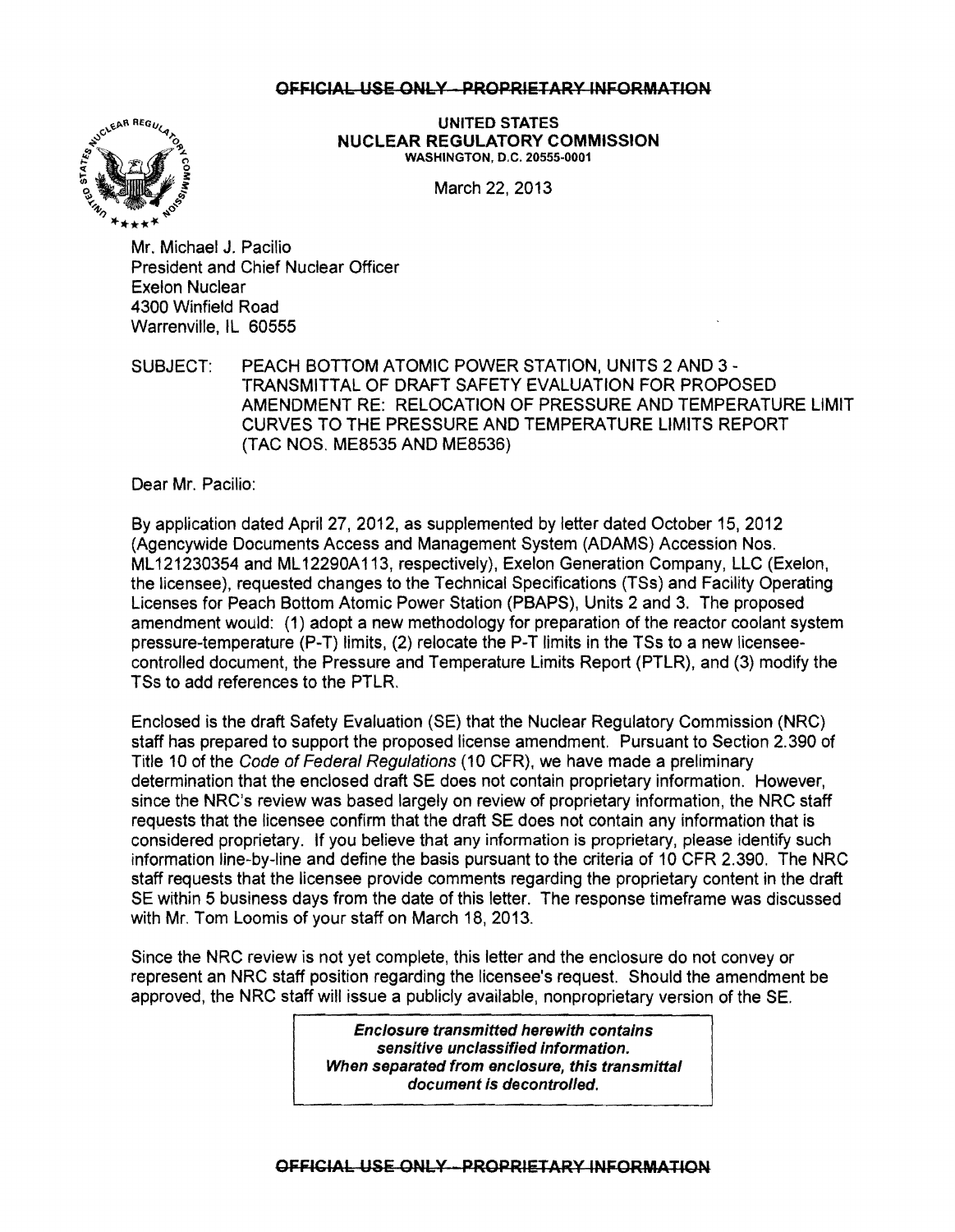~~OFFICIAL USE ONLY - PROPRIETARY INFORMATION~~

UNITED STATES
NUCLEAR REGULATORY COMMISSION
WASHINGTON, D.C. 20555-0001

March 22, 2013

Mr. Michael J. Pacilio
President and Chief Nuclear Officer
Exelon Nuclear
4300 Winfield Road
Warrenville, IL 60555

SUBJECT: PEACH BOTTOM ATOMIC POWER STATION, UNITS 2 AND 3 - TRANSMITTAL OF DRAFT SAFETY EVALUATION FOR PROPOSED AMENDMENT RE: RELOCATION OF PRESSURE AND TEMPERATURE LIMIT CURVES TO THE PRESSURE AND TEMPERATURE LIMITS REPORT (TAC NOS. ME8535 AND ME8536)

Dear Mr. Pacilio:

By application dated April 27, 2012, as supplemented by letter dated October 15, 2012 (Agencywide Documents Access and Management System (ADAMS) Accession Nos. ML121230354 and ML12290A113, respectively), Exelon Generation Company, LLC (Exelon, the licensee), requested changes to the Technical Specifications (TSs) and Facility Operating Licenses for Peach Bottom Atomic Power Station (PBAPS), Units 2 and 3. The proposed amendment would: (1) adopt a new methodology for preparation of the reactor coolant system pressure-temperature (P-T) limits, (2) relocate the P-T limits in the TSs to a new licensee-controlled document, the Pressure and Temperature Limits Report (PTLR), and (3) modify the TSs to add references to the PTLR.

Enclosed is the draft Safety Evaluation (SE) that the Nuclear Regulatory Commission (NRC) staff has prepared to support the proposed license amendment. Pursuant to Section 2.390 of Title 10 of the *Code of Federal Regulations* (10 CFR), we have made a preliminary determination that the enclosed draft SE does not contain proprietary information. However, since the NRC's review was based largely on review of proprietary information, the NRC staff requests that the licensee confirm that the draft SE does not contain any information that is considered proprietary. If you believe that any information is proprietary, please identify such information line-by-line and define the basis pursuant to the criteria of 10 CFR 2.390. The NRC staff requests that the licensee provide comments regarding the proprietary content in the draft SE within 5 business days from the date of this letter. The response timeframe was discussed with Mr. Tom Loomis of your staff on March 18, 2013.

Since the NRC review is not yet complete, this letter and the enclosure do not convey or represent an NRC staff position regarding the licensee's request. Should the amendment be approved, the NRC staff will issue a publicly available, nonproprietary version of the SE.

> ***Enclosure transmitted herewith contains sensitive unclassified information. When separated from enclosure, this transmittal document is decontrolled.***

~~OFFICIAL USE ONLY - PROPRIETARY INFORMATION~~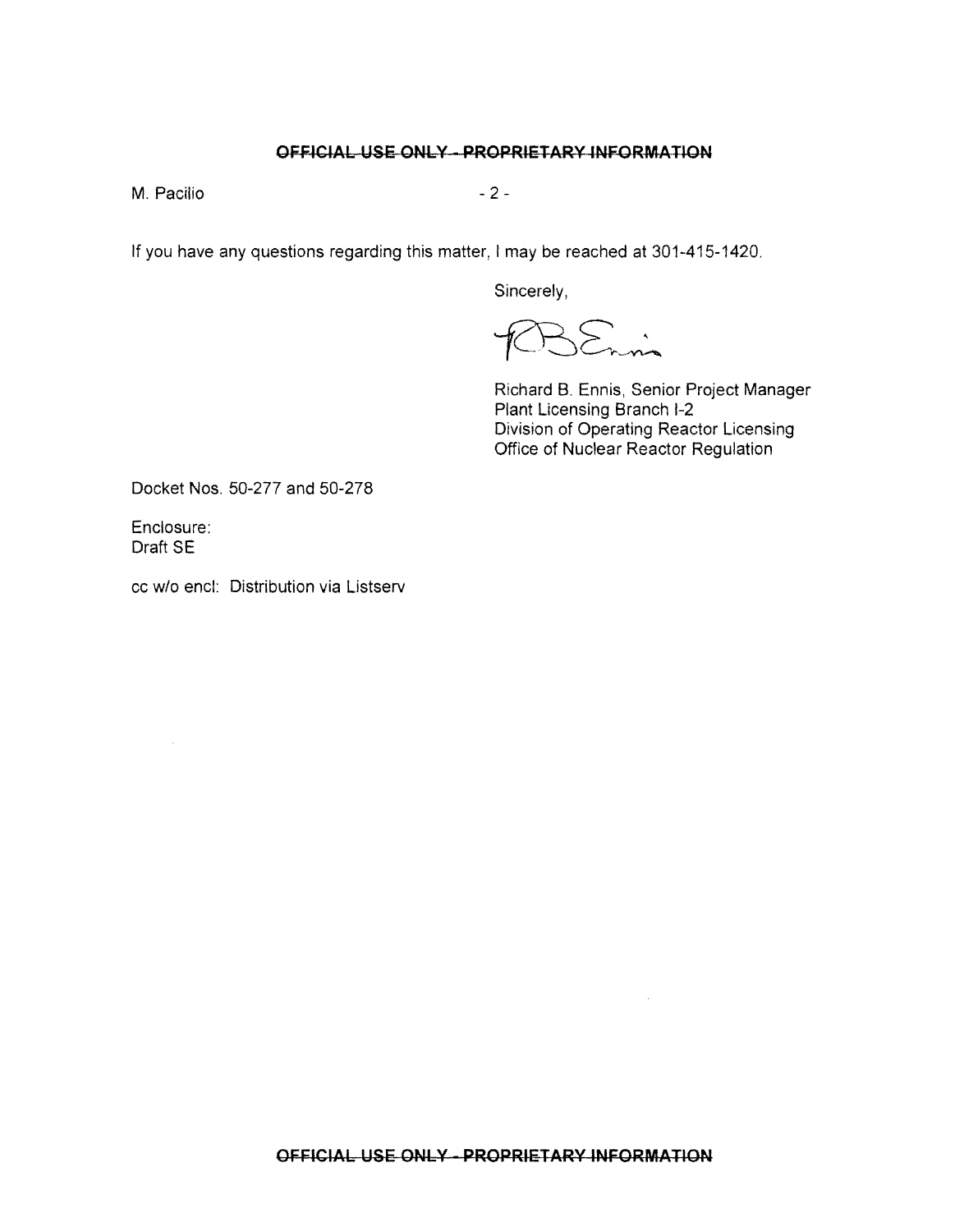~~OFFICIAL USE ONLY - PROPRIETARY INFORMATION~~

M. Pacilio

If you have any questions regarding this matter, I may be reached at 301-415-1420.

Sincerely,

Richard B. Ennis, Senior Project Manager
Plant Licensing Branch I-2
Division of Operating Reactor Licensing
Office of Nuclear Reactor Regulation

Docket Nos. 50-277 and 50-278

Enclosure:
Draft SE

cc w/o encl: Distribution via Listserv

~~OFFICIAL USE ONLY - PROPRIETARY INFORMATION~~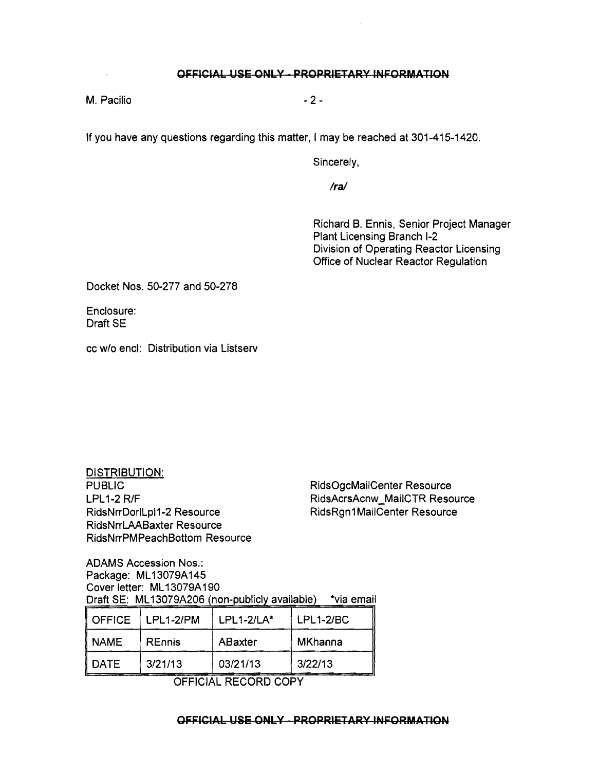~~OFFICIAL USE ONLY - PROPRIETARY INFORMATION~~

M. Pacilio

If you have any questions regarding this matter, I may be reached at 301-415-1420.

Sincerely,

*/ra/*

Richard B. Ennis, Senior Project Manager
Plant Licensing Branch I-2
Division of Operating Reactor Licensing
Office of Nuclear Reactor Regulation

Docket Nos. 50-277 and 50-278

Enclosure:
Draft SE

cc w/o encl: Distribution via Listserv

DISTRIBUTION:
PUBLIC
LPL1-2 R/F
RidsNrrDorlLpl1-2 Resource
RidsNrrLAABaxter Resource
RidsNrrPMPeachBottom Resource
RidsOgcMailCenter Resource
RidsAcrsAcnw_MailCTR Resource
RidsRgn1MailCenter Resource

ADAMS Accession Nos.:
Package: ML13079A145
Cover letter: ML13079A190
Draft SE: ML13079A206 (non-publicly available) *via email

| OFFICE | LPL1-2/PM | LPL1-2/LA* | LPL1-2/BC |
|---|---|---|---|
| NAME | REnnis | ABaxter | MKhanna |
| DATE | 3/21/13 | 03/21/13 | 3/22/13 |

OFFICIAL RECORD COPY

~~OFFICIAL USE ONLY - PROPRIETARY INFORMATION~~